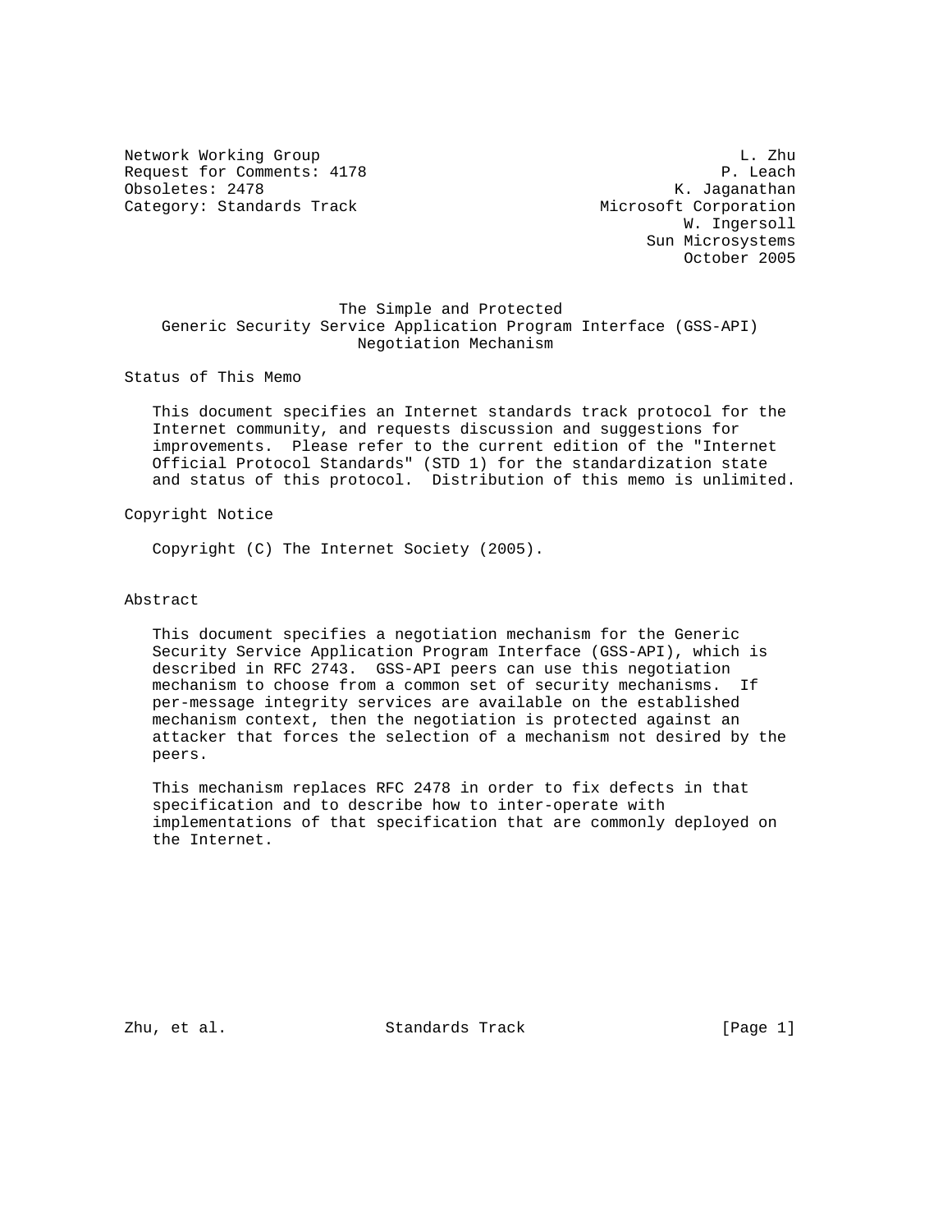Network Working Group — L. Zhu
Request for Comments: 4178 — P. Leach
Obsoletes: 2478 — K. Jaganathan
Category: Standards Track — Microsoft Corporation
W. Ingersoll
Sun Microsystems
October 2005

# The Simple and Protected Generic Security Service Application Program Interface (GSS-API) Negotiation Mechanism

## Status of This Memo

This document specifies an Internet standards track protocol for the Internet community, and requests discussion and suggestions for improvements. Please refer to the current edition of the "Internet Official Protocol Standards" (STD 1) for the standardization state and status of this protocol. Distribution of this memo is unlimited.

## Copyright Notice

Copyright (C) The Internet Society (2005).

## Abstract

This document specifies a negotiation mechanism for the Generic Security Service Application Program Interface (GSS-API), which is described in RFC 2743. GSS-API peers can use this negotiation mechanism to choose from a common set of security mechanisms. If per-message integrity services are available on the established mechanism context, then the negotiation is protected against an attacker that forces the selection of a mechanism not desired by the peers.

This mechanism replaces RFC 2478 in order to fix defects in that specification and to describe how to inter-operate with implementations of that specification that are commonly deployed on the Internet.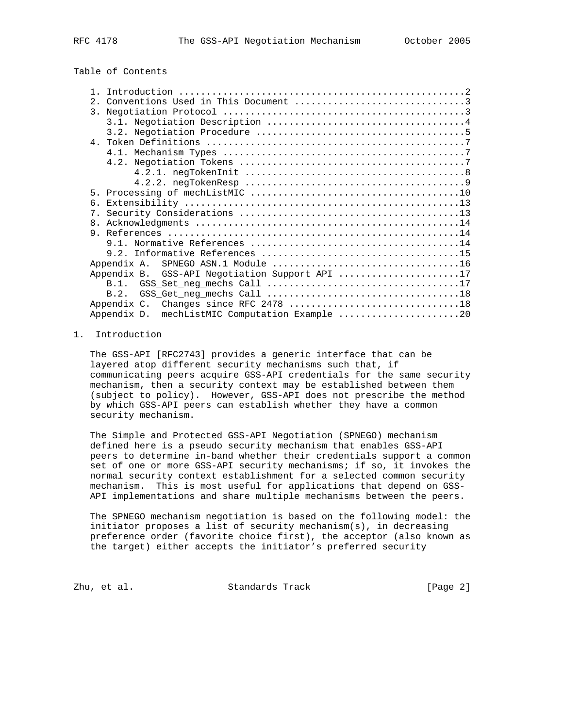Table of Contents

```
   1. Introduction ....................................................2
   2. Conventions Used in This Document ...............................3
   3. Negotiation Protocol ............................................3
      3.1. Negotiation Description ....................................4
      3.2. Negotiation Procedure ......................................5
   4. Token Definitions ...............................................7
      4.1. Mechanism Types ............................................7
      4.2. Negotiation Tokens .........................................7
           4.2.1. negTokenInit ........................................8
           4.2.2. negTokenResp ........................................9
   5. Processing of mechListMIC ......................................10
   6. Extensibility ..................................................13
   7. Security Considerations ........................................13
   8. Acknowledgments ................................................14
   9. References .....................................................14
      9.1. Normative References ......................................14
      9.2. Informative References ....................................15
   Appendix A.  SPNEGO ASN.1 Module ..................................16
   Appendix B.  GSS-API Negotiation Support API ......................17
      B.1.  GSS_Set_neg_mechs Call ...................................17
      B.2.  GSS_Get_neg_mechs Call ...................................18
   Appendix C.  Changes since RFC 2478 ...............................18
   Appendix D.  mechListMIC Computation Example ......................20
```

## 1. Introduction

The GSS-API [RFC2743] provides a generic interface that can be layered atop different security mechanisms such that, if communicating peers acquire GSS-API credentials for the same security mechanism, then a security context may be established between them (subject to policy). However, GSS-API does not prescribe the method by which GSS-API peers can establish whether they have a common security mechanism.

The Simple and Protected GSS-API Negotiation (SPNEGO) mechanism defined here is a pseudo security mechanism that enables GSS-API peers to determine in-band whether their credentials support a common set of one or more GSS-API security mechanisms; if so, it invokes the normal security context establishment for a selected common security mechanism. This is most useful for applications that depend on GSS-API implementations and share multiple mechanisms between the peers.

The SPNEGO mechanism negotiation is based on the following model: the initiator proposes a list of security mechanism(s), in decreasing preference order (favorite choice first), the acceptor (also known as the target) either accepts the initiator's preferred security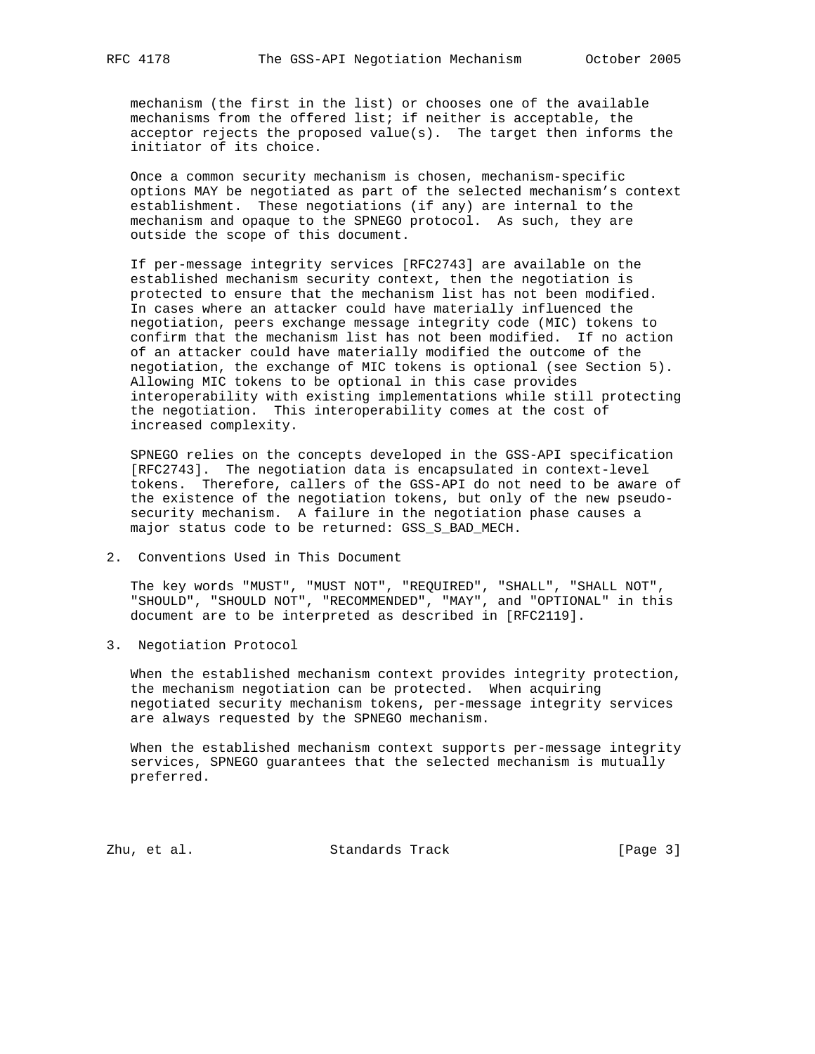mechanism (the first in the list) or chooses one of the available mechanisms from the offered list; if neither is acceptable, the acceptor rejects the proposed value(s). The target then informs the initiator of its choice.

Once a common security mechanism is chosen, mechanism-specific options MAY be negotiated as part of the selected mechanism's context establishment. These negotiations (if any) are internal to the mechanism and opaque to the SPNEGO protocol. As such, they are outside the scope of this document.

If per-message integrity services [RFC2743] are available on the established mechanism security context, then the negotiation is protected to ensure that the mechanism list has not been modified. In cases where an attacker could have materially influenced the negotiation, peers exchange message integrity code (MIC) tokens to confirm that the mechanism list has not been modified. If no action of an attacker could have materially modified the outcome of the negotiation, the exchange of MIC tokens is optional (see Section 5). Allowing MIC tokens to be optional in this case provides interoperability with existing implementations while still protecting the negotiation. This interoperability comes at the cost of increased complexity.

SPNEGO relies on the concepts developed in the GSS-API specification [RFC2743]. The negotiation data is encapsulated in context-level tokens. Therefore, callers of the GSS-API do not need to be aware of the existence of the negotiation tokens, but only of the new pseudo-security mechanism. A failure in the negotiation phase causes a major status code to be returned: GSS_S_BAD_MECH.

## 2. Conventions Used in This Document

The key words "MUST", "MUST NOT", "REQUIRED", "SHALL", "SHALL NOT", "SHOULD", "SHOULD NOT", "RECOMMENDED", "MAY", and "OPTIONAL" in this document are to be interpreted as described in [RFC2119].

## 3. Negotiation Protocol

When the established mechanism context provides integrity protection, the mechanism negotiation can be protected. When acquiring negotiated security mechanism tokens, per-message integrity services are always requested by the SPNEGO mechanism.

When the established mechanism context supports per-message integrity services, SPNEGO guarantees that the selected mechanism is mutually preferred.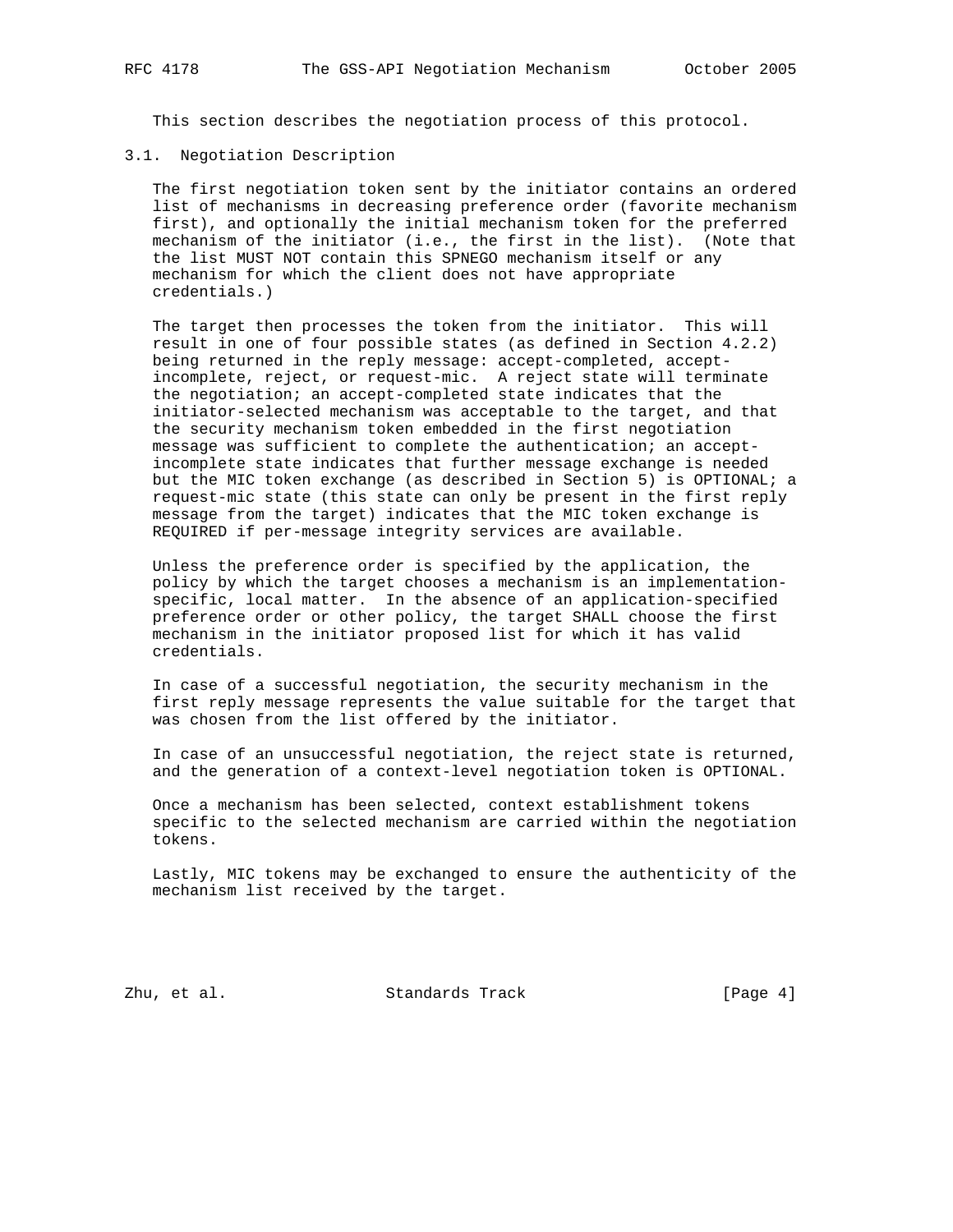This section describes the negotiation process of this protocol.

## 3.1. Negotiation Description

The first negotiation token sent by the initiator contains an ordered list of mechanisms in decreasing preference order (favorite mechanism first), and optionally the initial mechanism token for the preferred mechanism of the initiator (i.e., the first in the list). (Note that the list MUST NOT contain this SPNEGO mechanism itself or any mechanism for which the client does not have appropriate credentials.)

The target then processes the token from the initiator. This will result in one of four possible states (as defined in Section 4.2.2) being returned in the reply message: accept-completed, accept-incomplete, reject, or request-mic. A reject state will terminate the negotiation; an accept-completed state indicates that the initiator-selected mechanism was acceptable to the target, and that the security mechanism token embedded in the first negotiation message was sufficient to complete the authentication; an accept-incomplete state indicates that further message exchange is needed but the MIC token exchange (as described in Section 5) is OPTIONAL; a request-mic state (this state can only be present in the first reply message from the target) indicates that the MIC token exchange is REQUIRED if per-message integrity services are available.

Unless the preference order is specified by the application, the policy by which the target chooses a mechanism is an implementation-specific, local matter. In the absence of an application-specified preference order or other policy, the target SHALL choose the first mechanism in the initiator proposed list for which it has valid credentials.

In case of a successful negotiation, the security mechanism in the first reply message represents the value suitable for the target that was chosen from the list offered by the initiator.

In case of an unsuccessful negotiation, the reject state is returned, and the generation of a context-level negotiation token is OPTIONAL.

Once a mechanism has been selected, context establishment tokens specific to the selected mechanism are carried within the negotiation tokens.

Lastly, MIC tokens may be exchanged to ensure the authenticity of the mechanism list received by the target.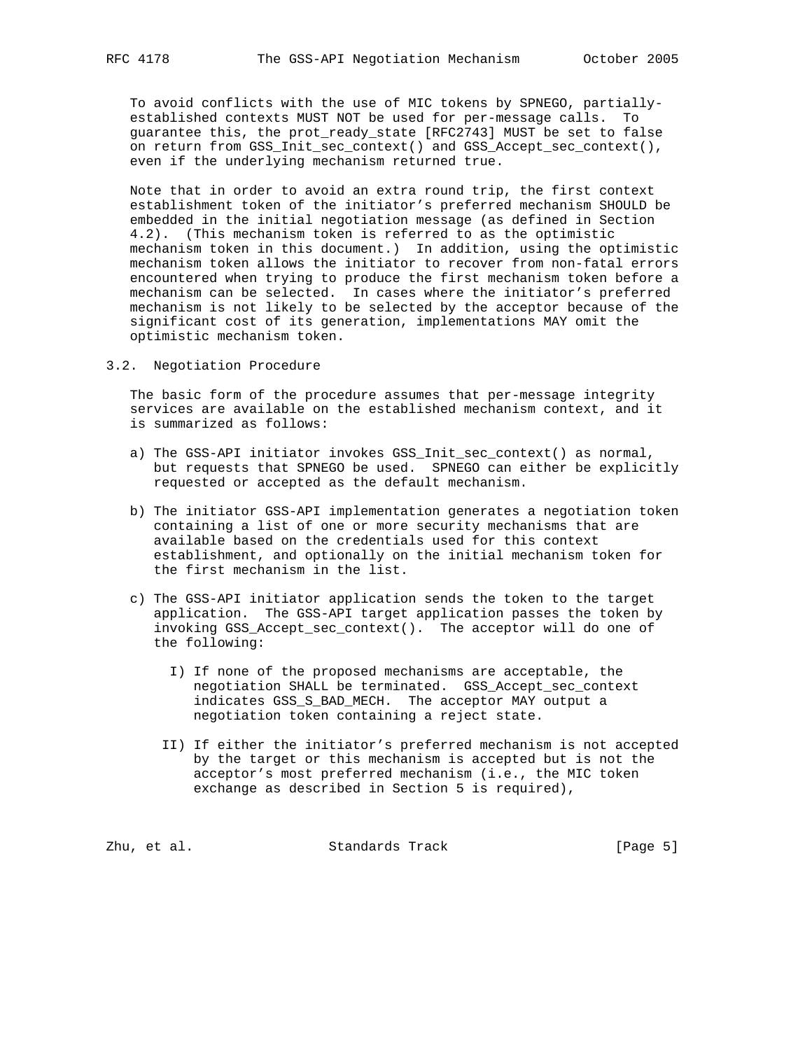To avoid conflicts with the use of MIC tokens by SPNEGO, partially-established contexts MUST NOT be used for per-message calls. To guarantee this, the prot_ready_state [RFC2743] MUST be set to false on return from GSS_Init_sec_context() and GSS_Accept_sec_context(), even if the underlying mechanism returned true.

Note that in order to avoid an extra round trip, the first context establishment token of the initiator's preferred mechanism SHOULD be embedded in the initial negotiation message (as defined in Section 4.2). (This mechanism token is referred to as the optimistic mechanism token in this document.) In addition, using the optimistic mechanism token allows the initiator to recover from non-fatal errors encountered when trying to produce the first mechanism token before a mechanism can be selected. In cases where the initiator's preferred mechanism is not likely to be selected by the acceptor because of the significant cost of its generation, implementations MAY omit the optimistic mechanism token.

## 3.2. Negotiation Procedure

The basic form of the procedure assumes that per-message integrity services are available on the established mechanism context, and it is summarized as follows:

a) The GSS-API initiator invokes GSS_Init_sec_context() as normal, but requests that SPNEGO be used. SPNEGO can either be explicitly requested or accepted as the default mechanism.

b) The initiator GSS-API implementation generates a negotiation token containing a list of one or more security mechanisms that are available based on the credentials used for this context establishment, and optionally on the initial mechanism token for the first mechanism in the list.

c) The GSS-API initiator application sends the token to the target application. The GSS-API target application passes the token by invoking GSS_Accept_sec_context(). The acceptor will do one of the following:

   I) If none of the proposed mechanisms are acceptable, the negotiation SHALL be terminated. GSS_Accept_sec_context indicates GSS_S_BAD_MECH. The acceptor MAY output a negotiation token containing a reject state.

   II) If either the initiator's preferred mechanism is not accepted by the target or this mechanism is accepted but is not the acceptor's most preferred mechanism (i.e., the MIC token exchange as described in Section 5 is required),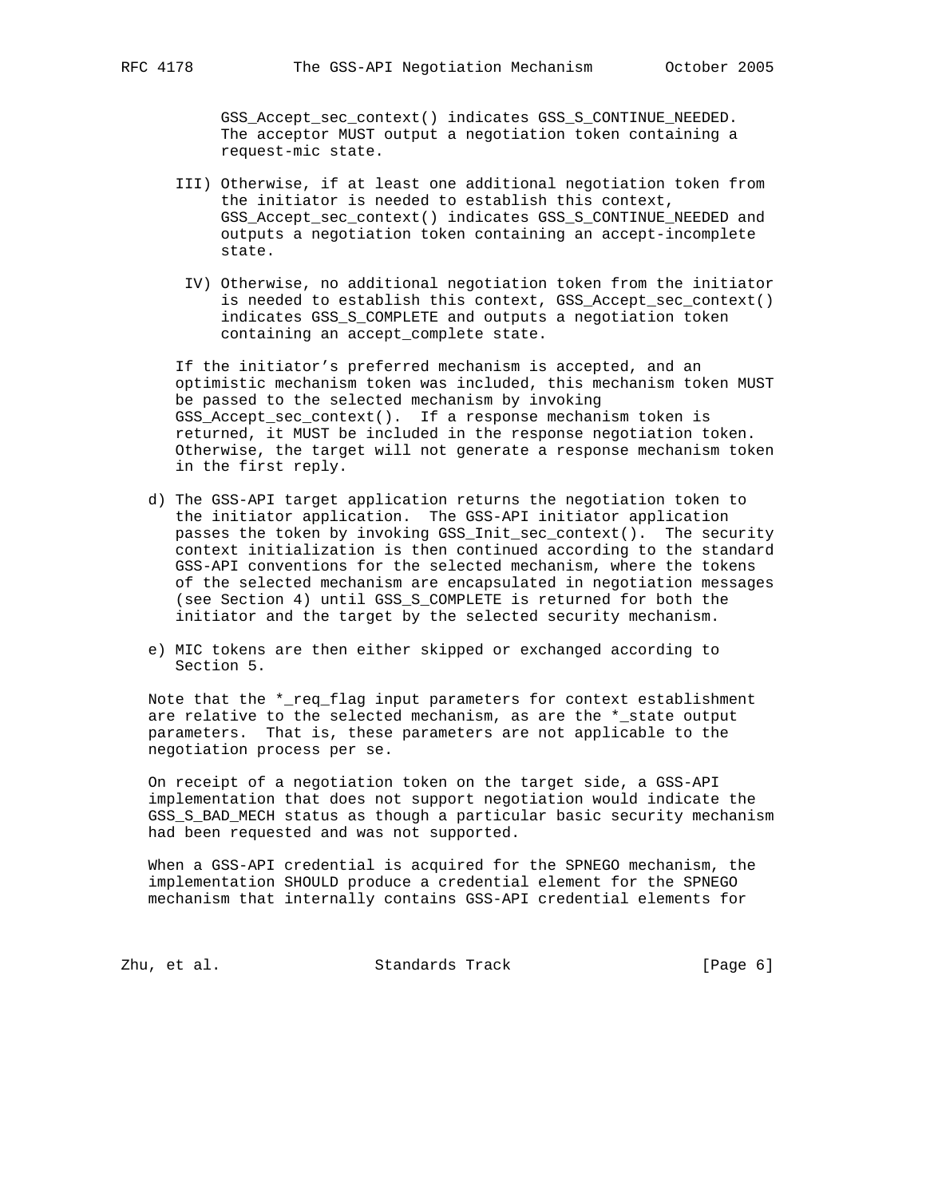GSS_Accept_sec_context() indicates GSS_S_CONTINUE_NEEDED. The acceptor MUST output a negotiation token containing a request-mic state.

III) Otherwise, if at least one additional negotiation token from the initiator is needed to establish this context, GSS_Accept_sec_context() indicates GSS_S_CONTINUE_NEEDED and outputs a negotiation token containing an accept-incomplete state.

IV) Otherwise, no additional negotiation token from the initiator is needed to establish this context, GSS_Accept_sec_context() indicates GSS_S_COMPLETE and outputs a negotiation token containing an accept_complete state.

If the initiator's preferred mechanism is accepted, and an optimistic mechanism token was included, this mechanism token MUST be passed to the selected mechanism by invoking GSS_Accept_sec_context(). If a response mechanism token is returned, it MUST be included in the response negotiation token. Otherwise, the target will not generate a response mechanism token in the first reply.

d) The GSS-API target application returns the negotiation token to the initiator application. The GSS-API initiator application passes the token by invoking GSS_Init_sec_context(). The security context initialization is then continued according to the standard GSS-API conventions for the selected mechanism, where the tokens of the selected mechanism are encapsulated in negotiation messages (see Section 4) until GSS_S_COMPLETE is returned for both the initiator and the target by the selected security mechanism.

e) MIC tokens are then either skipped or exchanged according to Section 5.

Note that the *_req_flag input parameters for context establishment are relative to the selected mechanism, as are the *_state output parameters. That is, these parameters are not applicable to the negotiation process per se.

On receipt of a negotiation token on the target side, a GSS-API implementation that does not support negotiation would indicate the GSS_S_BAD_MECH status as though a particular basic security mechanism had been requested and was not supported.

When a GSS-API credential is acquired for the SPNEGO mechanism, the implementation SHOULD produce a credential element for the SPNEGO mechanism that internally contains GSS-API credential elements for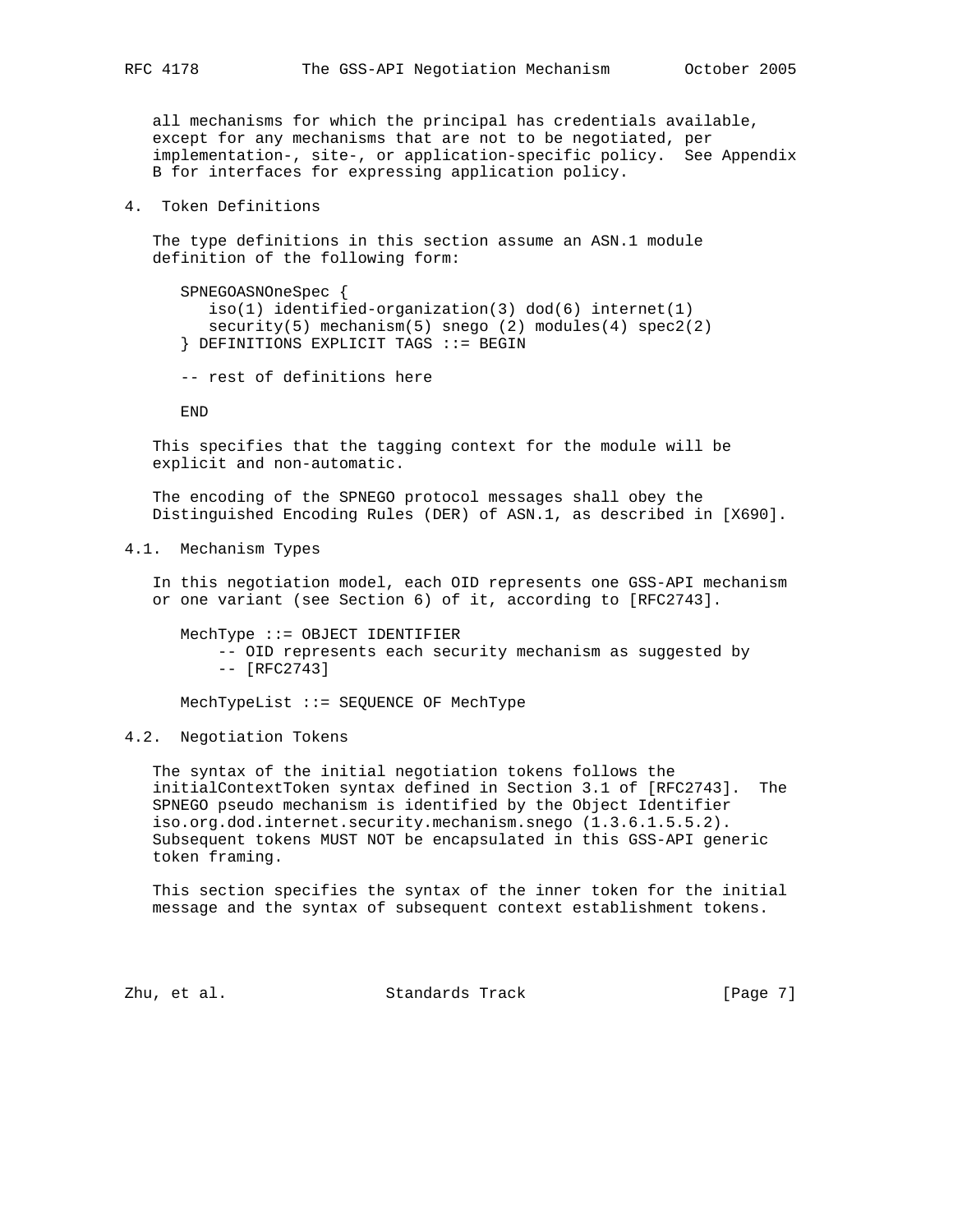all mechanisms for which the principal has credentials available, except for any mechanisms that are not to be negotiated, per implementation-, site-, or application-specific policy. See Appendix B for interfaces for expressing application policy.

## 4. Token Definitions

The type definitions in this section assume an ASN.1 module definition of the following form:

```
SPNEGOASNOneSpec {
   iso(1) identified-organization(3) dod(6) internet(1)
   security(5) mechanism(5) snego (2) modules(4) spec2(2)
} DEFINITIONS EXPLICIT TAGS ::= BEGIN

-- rest of definitions here

END
```

This specifies that the tagging context for the module will be explicit and non-automatic.

The encoding of the SPNEGO protocol messages shall obey the Distinguished Encoding Rules (DER) of ASN.1, as described in [X690].

### 4.1. Mechanism Types

In this negotiation model, each OID represents one GSS-API mechanism or one variant (see Section 6) of it, according to [RFC2743].

```
MechType ::= OBJECT IDENTIFIER
     -- OID represents each security mechanism as suggested by
     -- [RFC2743]

MechTypeList ::= SEQUENCE OF MechType
```

### 4.2. Negotiation Tokens

The syntax of the initial negotiation tokens follows the initialContextToken syntax defined in Section 3.1 of [RFC2743]. The SPNEGO pseudo mechanism is identified by the Object Identifier iso.org.dod.internet.security.mechanism.snego (1.3.6.1.5.5.2). Subsequent tokens MUST NOT be encapsulated in this GSS-API generic token framing.

This section specifies the syntax of the inner token for the initial message and the syntax of subsequent context establishment tokens.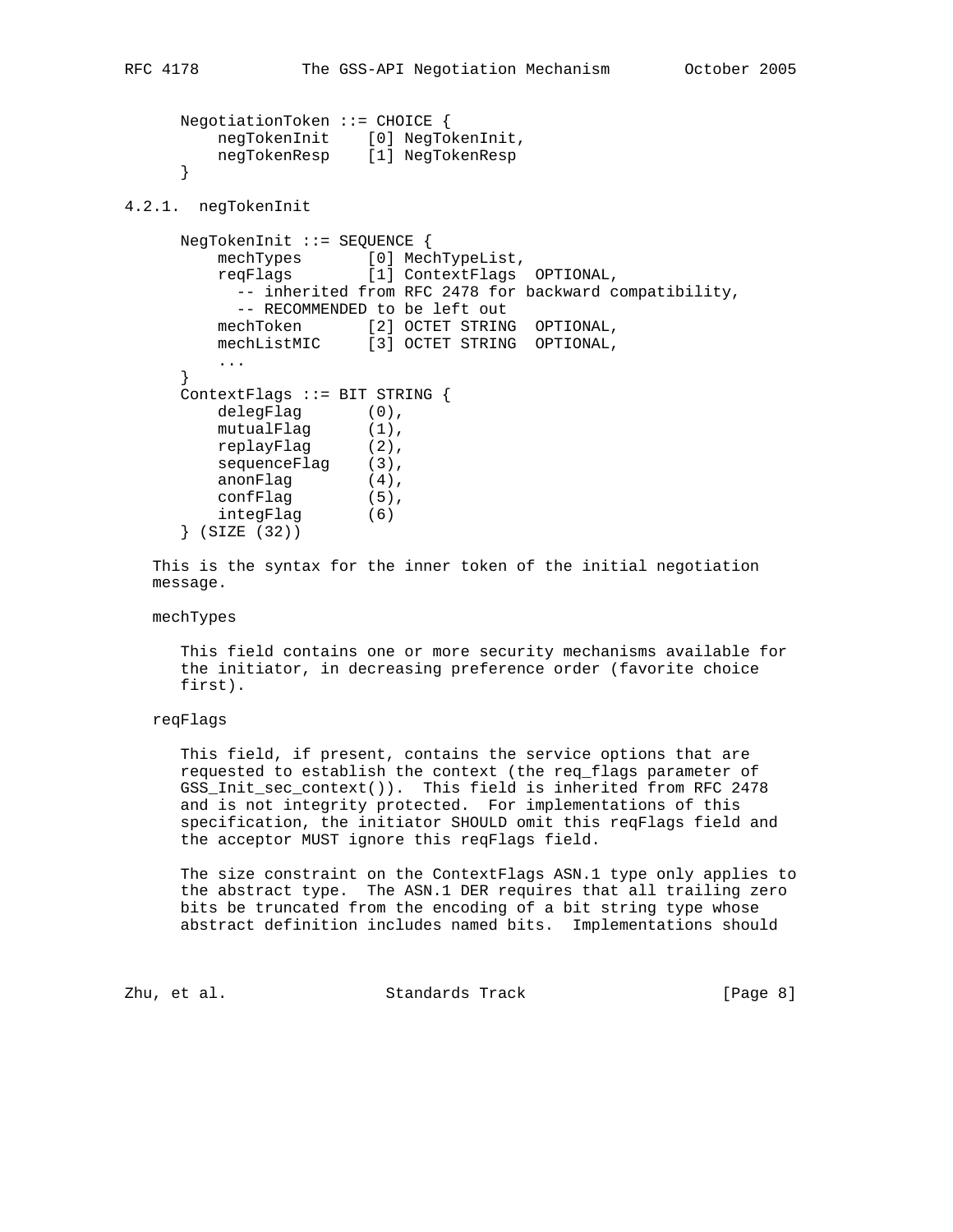```
NegotiationToken ::= CHOICE {
    negTokenInit    [0] NegTokenInit,
    negTokenResp    [1] NegTokenResp
}
```

### 4.2.1. negTokenInit

```
NegTokenInit ::= SEQUENCE {
    mechTypes       [0] MechTypeList,
    reqFlags        [1] ContextFlags  OPTIONAL,
      -- inherited from RFC 2478 for backward compatibility,
      -- RECOMMENDED to be left out
    mechToken       [2] OCTET STRING  OPTIONAL,
    mechListMIC     [3] OCTET STRING  OPTIONAL,
    ...
}
ContextFlags ::= BIT STRING {
    delegFlag       (0),
    mutualFlag      (1),
    replayFlag      (2),
    sequenceFlag    (3),
    anonFlag        (4),
    confFlag        (5),
    integFlag       (6)
} (SIZE (32))
```

This is the syntax for the inner token of the initial negotiation message.

mechTypes

This field contains one or more security mechanisms available for the initiator, in decreasing preference order (favorite choice first).

reqFlags

This field, if present, contains the service options that are requested to establish the context (the req_flags parameter of GSS_Init_sec_context()). This field is inherited from RFC 2478 and is not integrity protected. For implementations of this specification, the initiator SHOULD omit this reqFlags field and the acceptor MUST ignore this reqFlags field.

The size constraint on the ContextFlags ASN.1 type only applies to the abstract type. The ASN.1 DER requires that all trailing zero bits be truncated from the encoding of a bit string type whose abstract definition includes named bits. Implementations should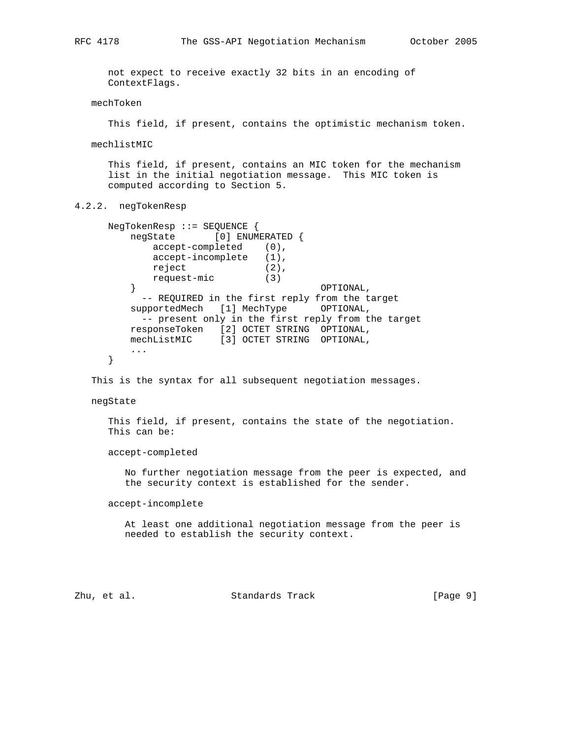not expect to receive exactly 32 bits in an encoding of ContextFlags.

mechToken

This field, if present, contains the optimistic mechanism token.

mechlistMIC

This field, if present, contains an MIC token for the mechanism list in the initial negotiation message. This MIC token is computed according to Section 5.

### 4.2.2. negTokenResp

```
NegTokenResp ::= SEQUENCE {
    negState       [0] ENUMERATED {
        accept-completed    (0),
        accept-incomplete   (1),
        reject              (2),
        request-mic         (3)
    }                                 OPTIONAL,
      -- REQUIRED in the first reply from the target
    supportedMech   [1] MechType      OPTIONAL,
      -- present only in the first reply from the target
    responseToken   [2] OCTET STRING  OPTIONAL,
    mechListMIC     [3] OCTET STRING  OPTIONAL,
    ...
}
```

This is the syntax for all subsequent negotiation messages.

negState

This field, if present, contains the state of the negotiation. This can be:

accept-completed

No further negotiation message from the peer is expected, and the security context is established for the sender.

accept-incomplete

At least one additional negotiation message from the peer is needed to establish the security context.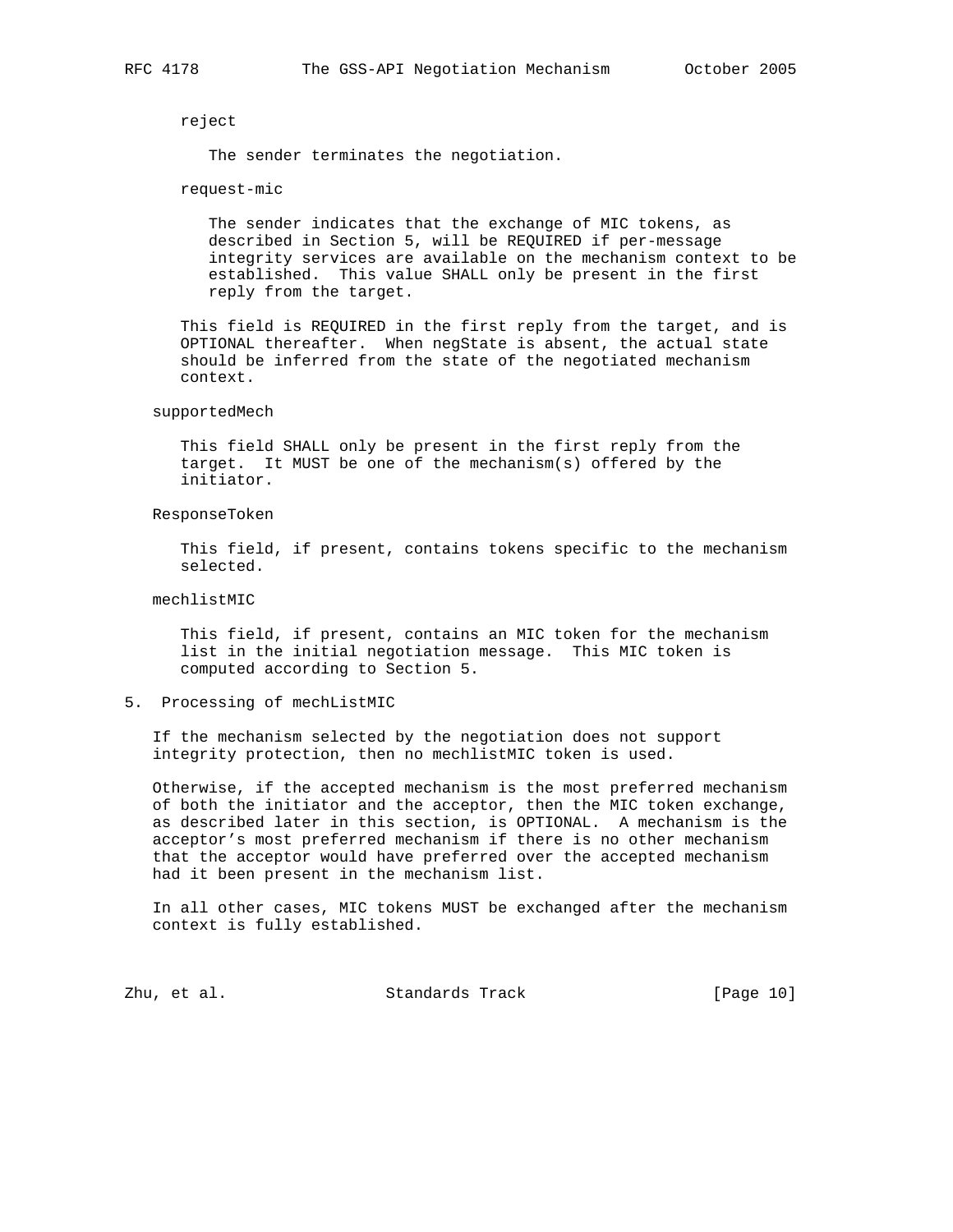reject

The sender terminates the negotiation.

request-mic

The sender indicates that the exchange of MIC tokens, as described in Section 5, will be REQUIRED if per-message integrity services are available on the mechanism context to be established. This value SHALL only be present in the first reply from the target.

This field is REQUIRED in the first reply from the target, and is OPTIONAL thereafter. When negState is absent, the actual state should be inferred from the state of the negotiated mechanism context.

supportedMech

This field SHALL only be present in the first reply from the target. It MUST be one of the mechanism(s) offered by the initiator.

ResponseToken

This field, if present, contains tokens specific to the mechanism selected.

mechlistMIC

This field, if present, contains an MIC token for the mechanism list in the initial negotiation message. This MIC token is computed according to Section 5.

## 5. Processing of mechListMIC

If the mechanism selected by the negotiation does not support integrity protection, then no mechlistMIC token is used.

Otherwise, if the accepted mechanism is the most preferred mechanism of both the initiator and the acceptor, then the MIC token exchange, as described later in this section, is OPTIONAL. A mechanism is the acceptor's most preferred mechanism if there is no other mechanism that the acceptor would have preferred over the accepted mechanism had it been present in the mechanism list.

In all other cases, MIC tokens MUST be exchanged after the mechanism context is fully established.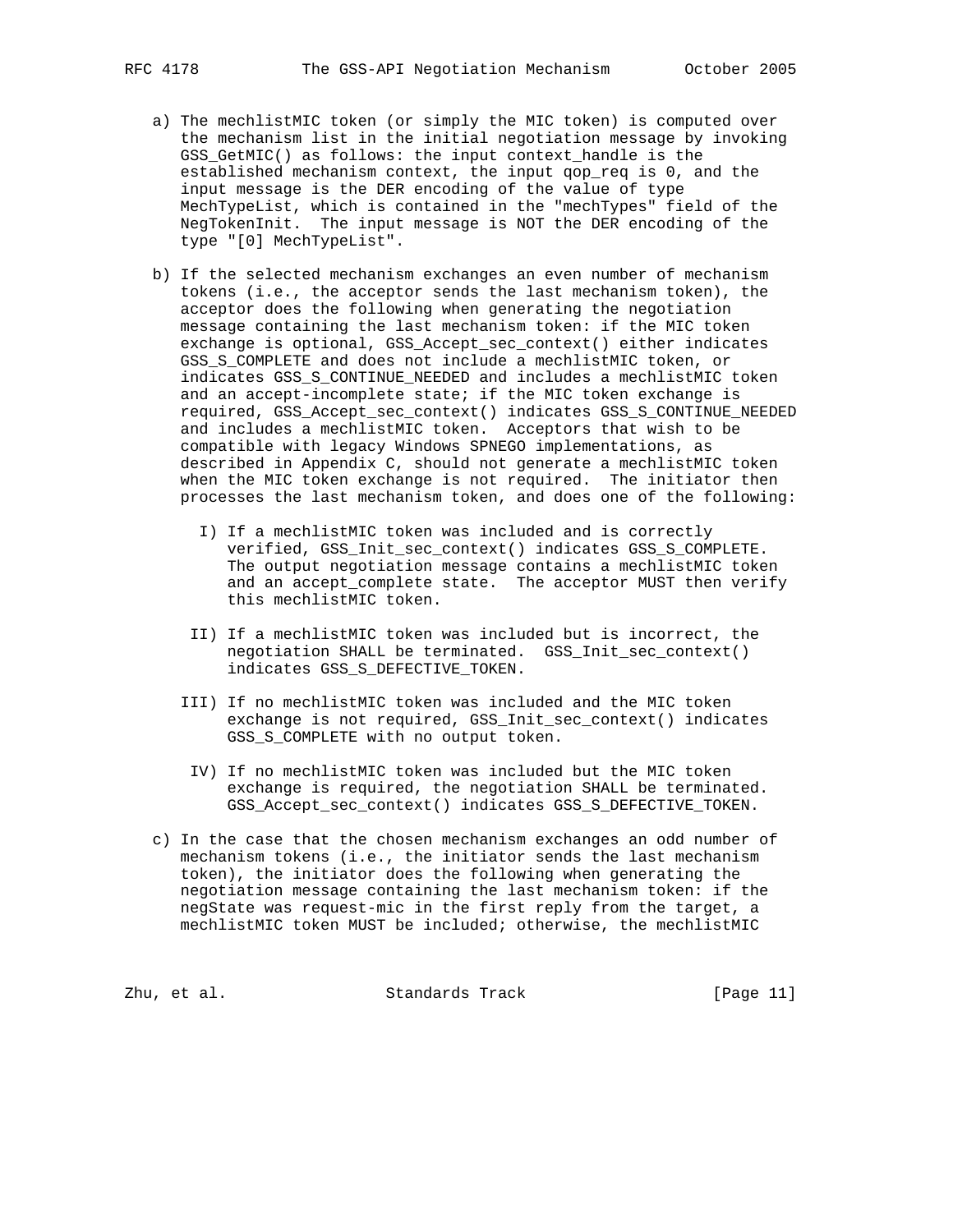a) The mechlistMIC token (or simply the MIC token) is computed over the mechanism list in the initial negotiation message by invoking GSS_GetMIC() as follows: the input context_handle is the established mechanism context, the input qop_req is 0, and the input message is the DER encoding of the value of type MechTypeList, which is contained in the "mechTypes" field of the NegTokenInit. The input message is NOT the DER encoding of the type "[0] MechTypeList".

b) If the selected mechanism exchanges an even number of mechanism tokens (i.e., the acceptor sends the last mechanism token), the acceptor does the following when generating the negotiation message containing the last mechanism token: if the MIC token exchange is optional, GSS_Accept_sec_context() either indicates GSS_S_COMPLETE and does not include a mechlistMIC token, or indicates GSS_S_CONTINUE_NEEDED and includes a mechlistMIC token and an accept-incomplete state; if the MIC token exchange is required, GSS_Accept_sec_context() indicates GSS_S_CONTINUE_NEEDED and includes a mechlistMIC token. Acceptors that wish to be compatible with legacy Windows SPNEGO implementations, as described in Appendix C, should not generate a mechlistMIC token when the MIC token exchange is not required. The initiator then processes the last mechanism token, and does one of the following:

   I) If a mechlistMIC token was included and is correctly verified, GSS_Init_sec_context() indicates GSS_S_COMPLETE. The output negotiation message contains a mechlistMIC token and an accept_complete state. The acceptor MUST then verify this mechlistMIC token.

   II) If a mechlistMIC token was included but is incorrect, the negotiation SHALL be terminated. GSS_Init_sec_context() indicates GSS_S_DEFECTIVE_TOKEN.

   III) If no mechlistMIC token was included and the MIC token exchange is not required, GSS_Init_sec_context() indicates GSS_S_COMPLETE with no output token.

   IV) If no mechlistMIC token was included but the MIC token exchange is required, the negotiation SHALL be terminated. GSS_Accept_sec_context() indicates GSS_S_DEFECTIVE_TOKEN.

c) In the case that the chosen mechanism exchanges an odd number of mechanism tokens (i.e., the initiator sends the last mechanism token), the initiator does the following when generating the negotiation message containing the last mechanism token: if the negState was request-mic in the first reply from the target, a mechlistMIC token MUST be included; otherwise, the mechlistMIC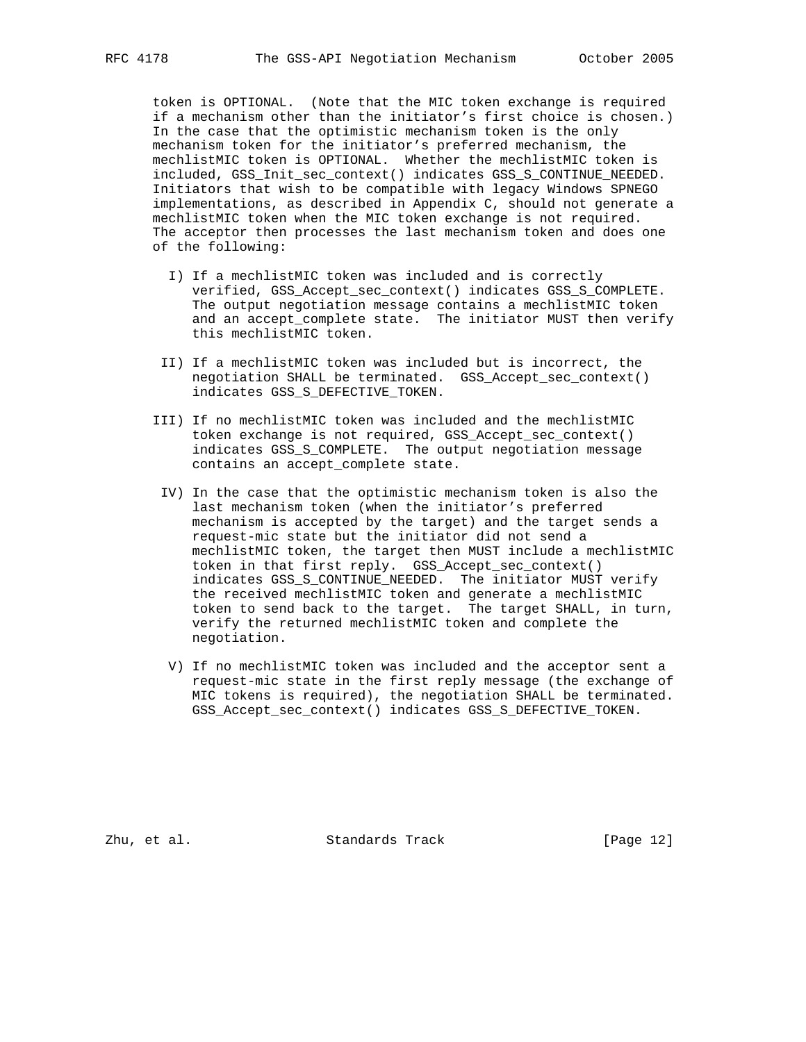token is OPTIONAL. (Note that the MIC token exchange is required if a mechanism other than the initiator's first choice is chosen.) In the case that the optimistic mechanism token is the only mechanism token for the initiator's preferred mechanism, the mechlistMIC token is OPTIONAL. Whether the mechlistMIC token is included, GSS_Init_sec_context() indicates GSS_S_CONTINUE_NEEDED. Initiators that wish to be compatible with legacy Windows SPNEGO implementations, as described in Appendix C, should not generate a mechlistMIC token when the MIC token exchange is not required. The acceptor then processes the last mechanism token and does one of the following:

I) If a mechlistMIC token was included and is correctly verified, GSS_Accept_sec_context() indicates GSS_S_COMPLETE. The output negotiation message contains a mechlistMIC token and an accept_complete state. The initiator MUST then verify this mechlistMIC token.

II) If a mechlistMIC token was included but is incorrect, the negotiation SHALL be terminated. GSS_Accept_sec_context() indicates GSS_S_DEFECTIVE_TOKEN.

III) If no mechlistMIC token was included and the mechlistMIC token exchange is not required, GSS_Accept_sec_context() indicates GSS_S_COMPLETE. The output negotiation message contains an accept_complete state.

IV) In the case that the optimistic mechanism token is also the last mechanism token (when the initiator's preferred mechanism is accepted by the target) and the target sends a request-mic state but the initiator did not send a mechlistMIC token, the target then MUST include a mechlistMIC token in that first reply. GSS_Accept_sec_context() indicates GSS_S_CONTINUE_NEEDED. The initiator MUST verify the received mechlistMIC token and generate a mechlistMIC token to send back to the target. The target SHALL, in turn, verify the returned mechlistMIC token and complete the negotiation.

V) If no mechlistMIC token was included and the acceptor sent a request-mic state in the first reply message (the exchange of MIC tokens is required), the negotiation SHALL be terminated. GSS_Accept_sec_context() indicates GSS_S_DEFECTIVE_TOKEN.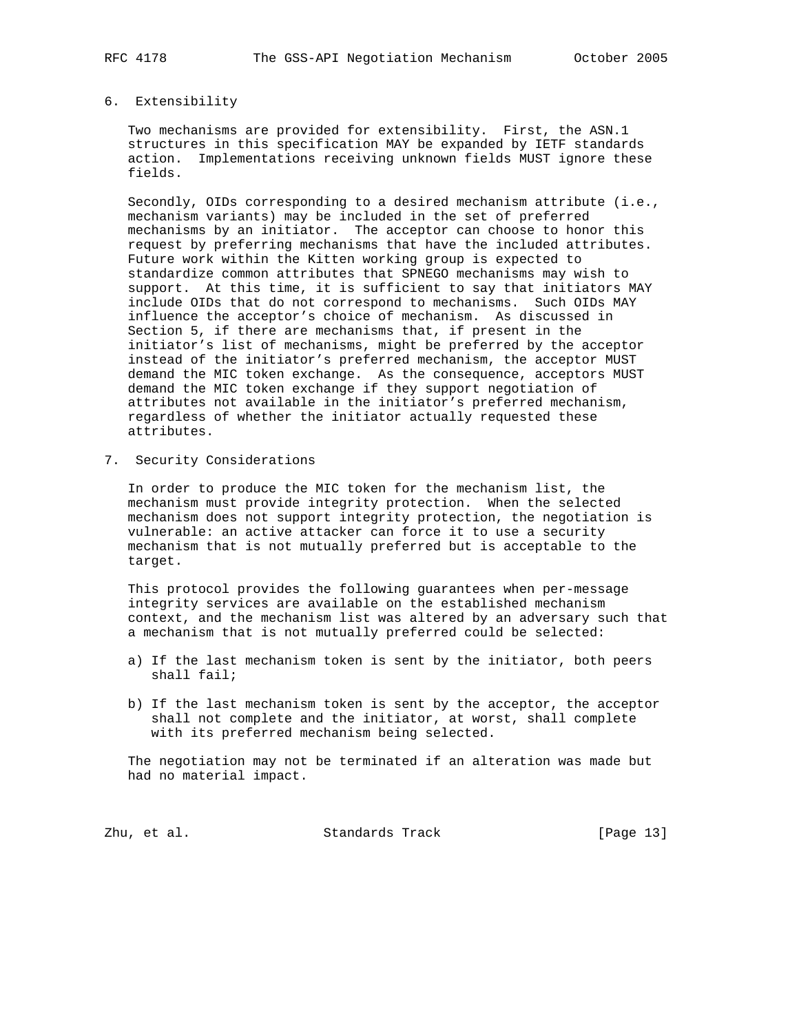## 6. Extensibility

Two mechanisms are provided for extensibility. First, the ASN.1 structures in this specification MAY be expanded by IETF standards action. Implementations receiving unknown fields MUST ignore these fields.

Secondly, OIDs corresponding to a desired mechanism attribute (i.e., mechanism variants) may be included in the set of preferred mechanisms by an initiator. The acceptor can choose to honor this request by preferring mechanisms that have the included attributes. Future work within the Kitten working group is expected to standardize common attributes that SPNEGO mechanisms may wish to support. At this time, it is sufficient to say that initiators MAY include OIDs that do not correspond to mechanisms. Such OIDs MAY influence the acceptor's choice of mechanism. As discussed in Section 5, if there are mechanisms that, if present in the initiator's list of mechanisms, might be preferred by the acceptor instead of the initiator's preferred mechanism, the acceptor MUST demand the MIC token exchange. As the consequence, acceptors MUST demand the MIC token exchange if they support negotiation of attributes not available in the initiator's preferred mechanism, regardless of whether the initiator actually requested these attributes.

## 7. Security Considerations

In order to produce the MIC token for the mechanism list, the mechanism must provide integrity protection. When the selected mechanism does not support integrity protection, the negotiation is vulnerable: an active attacker can force it to use a security mechanism that is not mutually preferred but is acceptable to the target.

This protocol provides the following guarantees when per-message integrity services are available on the established mechanism context, and the mechanism list was altered by an adversary such that a mechanism that is not mutually preferred could be selected:

a) If the last mechanism token is sent by the initiator, both peers shall fail;

b) If the last mechanism token is sent by the acceptor, the acceptor shall not complete and the initiator, at worst, shall complete with its preferred mechanism being selected.

The negotiation may not be terminated if an alteration was made but had no material impact.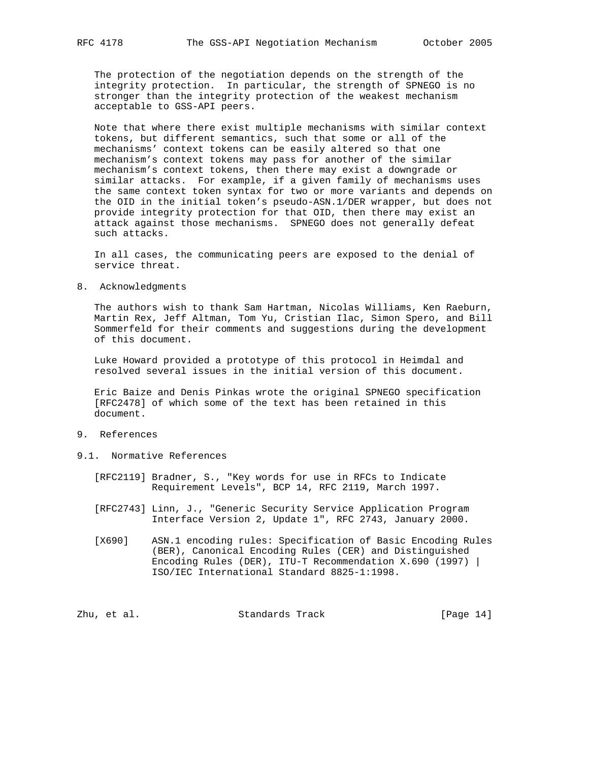The protection of the negotiation depends on the strength of the integrity protection. In particular, the strength of SPNEGO is no stronger than the integrity protection of the weakest mechanism acceptable to GSS-API peers.

Note that where there exist multiple mechanisms with similar context tokens, but different semantics, such that some or all of the mechanisms' context tokens can be easily altered so that one mechanism's context tokens may pass for another of the similar mechanism's context tokens, then there may exist a downgrade or similar attacks. For example, if a given family of mechanisms uses the same context token syntax for two or more variants and depends on the OID in the initial token's pseudo-ASN.1/DER wrapper, but does not provide integrity protection for that OID, then there may exist an attack against those mechanisms. SPNEGO does not generally defeat such attacks.

In all cases, the communicating peers are exposed to the denial of service threat.

## 8. Acknowledgments

The authors wish to thank Sam Hartman, Nicolas Williams, Ken Raeburn, Martin Rex, Jeff Altman, Tom Yu, Cristian Ilac, Simon Spero, and Bill Sommerfeld for their comments and suggestions during the development of this document.

Luke Howard provided a prototype of this protocol in Heimdal and resolved several issues in the initial version of this document.

Eric Baize and Denis Pinkas wrote the original SPNEGO specification [RFC2478] of which some of the text has been retained in this document.

## 9. References

### 9.1. Normative References

[RFC2119] Bradner, S., "Key words for use in RFCs to Indicate Requirement Levels", BCP 14, RFC 2119, March 1997.

[RFC2743] Linn, J., "Generic Security Service Application Program Interface Version 2, Update 1", RFC 2743, January 2000.

[X690] ASN.1 encoding rules: Specification of Basic Encoding Rules (BER), Canonical Encoding Rules (CER) and Distinguished Encoding Rules (DER), ITU-T Recommendation X.690 (1997) | ISO/IEC International Standard 8825-1:1998.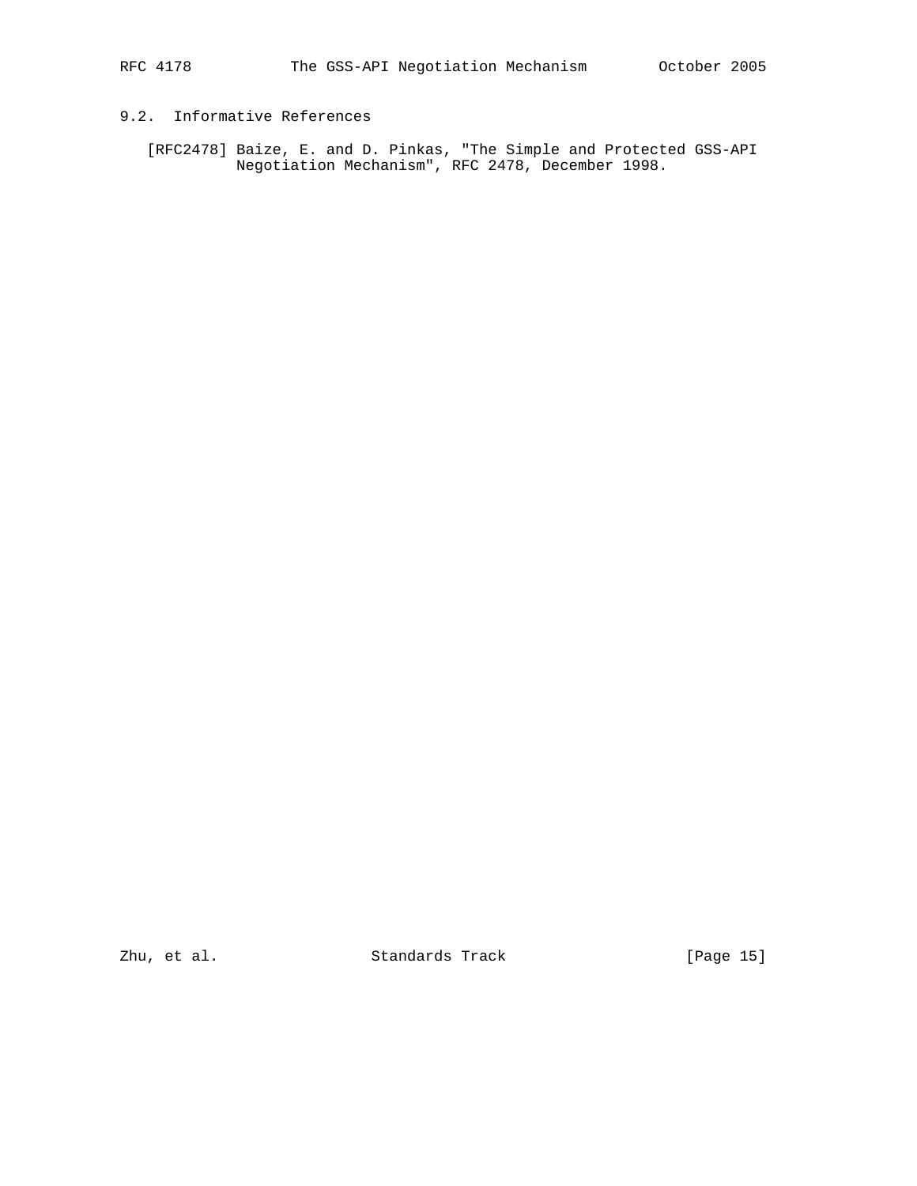## 9.2. Informative References

[RFC2478] Baize, E. and D. Pinkas, "The Simple and Protected GSS-API Negotiation Mechanism", RFC 2478, December 1998.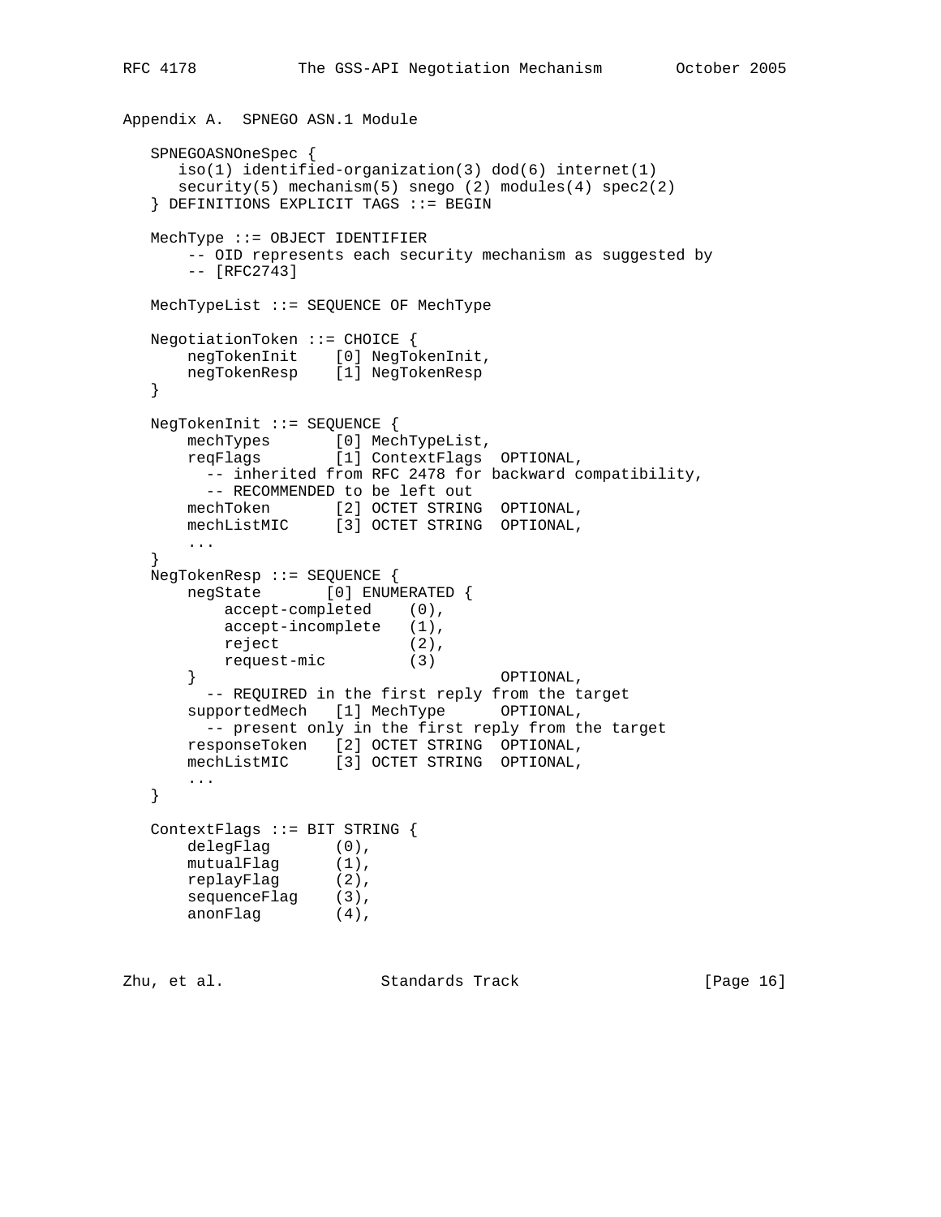## Appendix A. SPNEGO ASN.1 Module

```
   SPNEGOASNOneSpec {
      iso(1) identified-organization(3) dod(6) internet(1)
      security(5) mechanism(5) snego (2) modules(4) spec2(2)
   } DEFINITIONS EXPLICIT TAGS ::= BEGIN

   MechType ::= OBJECT IDENTIFIER
       -- OID represents each security mechanism as suggested by
       -- [RFC2743]

   MechTypeList ::= SEQUENCE OF MechType

   NegotiationToken ::= CHOICE {
       negTokenInit    [0] NegTokenInit,
       negTokenResp    [1] NegTokenResp
   }

   NegTokenInit ::= SEQUENCE {
       mechTypes       [0] MechTypeList,
       reqFlags        [1] ContextFlags  OPTIONAL,
         -- inherited from RFC 2478 for backward compatibility,
         -- RECOMMENDED to be left out
       mechToken       [2] OCTET STRING  OPTIONAL,
       mechListMIC     [3] OCTET STRING  OPTIONAL,
       ...
   }
   NegTokenResp ::= SEQUENCE {
       negState       [0] ENUMERATED {
           accept-completed    (0),
           accept-incomplete   (1),
           reject              (2),
           request-mic         (3)
       }                                 OPTIONAL,
         -- REQUIRED in the first reply from the target
       supportedMech   [1] MechType      OPTIONAL,
         -- present only in the first reply from the target
       responseToken   [2] OCTET STRING  OPTIONAL,
       mechListMIC     [3] OCTET STRING  OPTIONAL,
       ...
   }

   ContextFlags ::= BIT STRING {
       delegFlag       (0),
       mutualFlag      (1),
       replayFlag      (2),
       sequenceFlag    (3),
       anonFlag        (4),
```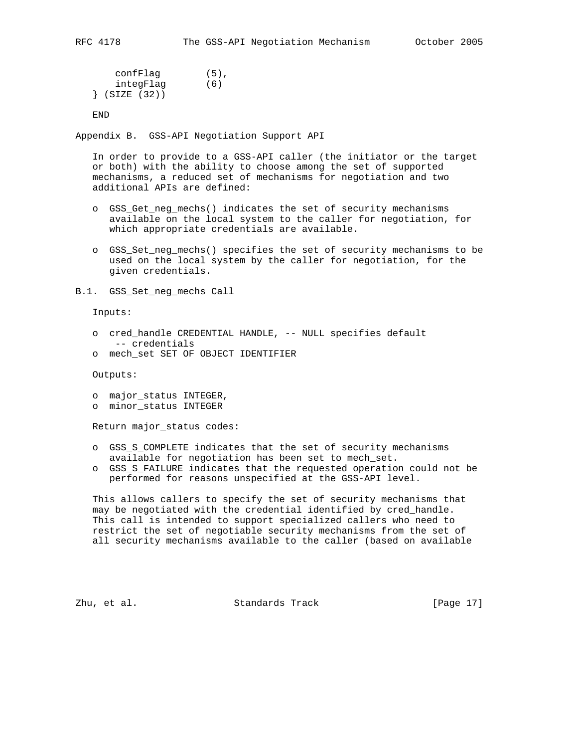```
      confFlag        (5),
      integFlag       (6)
  } (SIZE (32))

  END
```

## Appendix B. GSS-API Negotiation Support API

In order to provide to a GSS-API caller (the initiator or the target or both) with the ability to choose among the set of supported mechanisms, a reduced set of mechanisms for negotiation and two additional APIs are defined:

- GSS_Get_neg_mechs() indicates the set of security mechanisms available on the local system to the caller for negotiation, for which appropriate credentials are available.
- GSS_Set_neg_mechs() specifies the set of security mechanisms to be used on the local system by the caller for negotiation, for the given credentials.

### B.1. GSS_Set_neg_mechs Call

Inputs:

- cred_handle CREDENTIAL HANDLE, -- NULL specifies default -- credentials
- mech_set SET OF OBJECT IDENTIFIER

Outputs:

- major_status INTEGER,
- minor_status INTEGER

Return major_status codes:

- GSS_S_COMPLETE indicates that the set of security mechanisms available for negotiation has been set to mech_set.
- GSS_S_FAILURE indicates that the requested operation could not be performed for reasons unspecified at the GSS-API level.

This allows callers to specify the set of security mechanisms that may be negotiated with the credential identified by cred_handle. This call is intended to support specialized callers who need to restrict the set of negotiable security mechanisms from the set of all security mechanisms available to the caller (based on available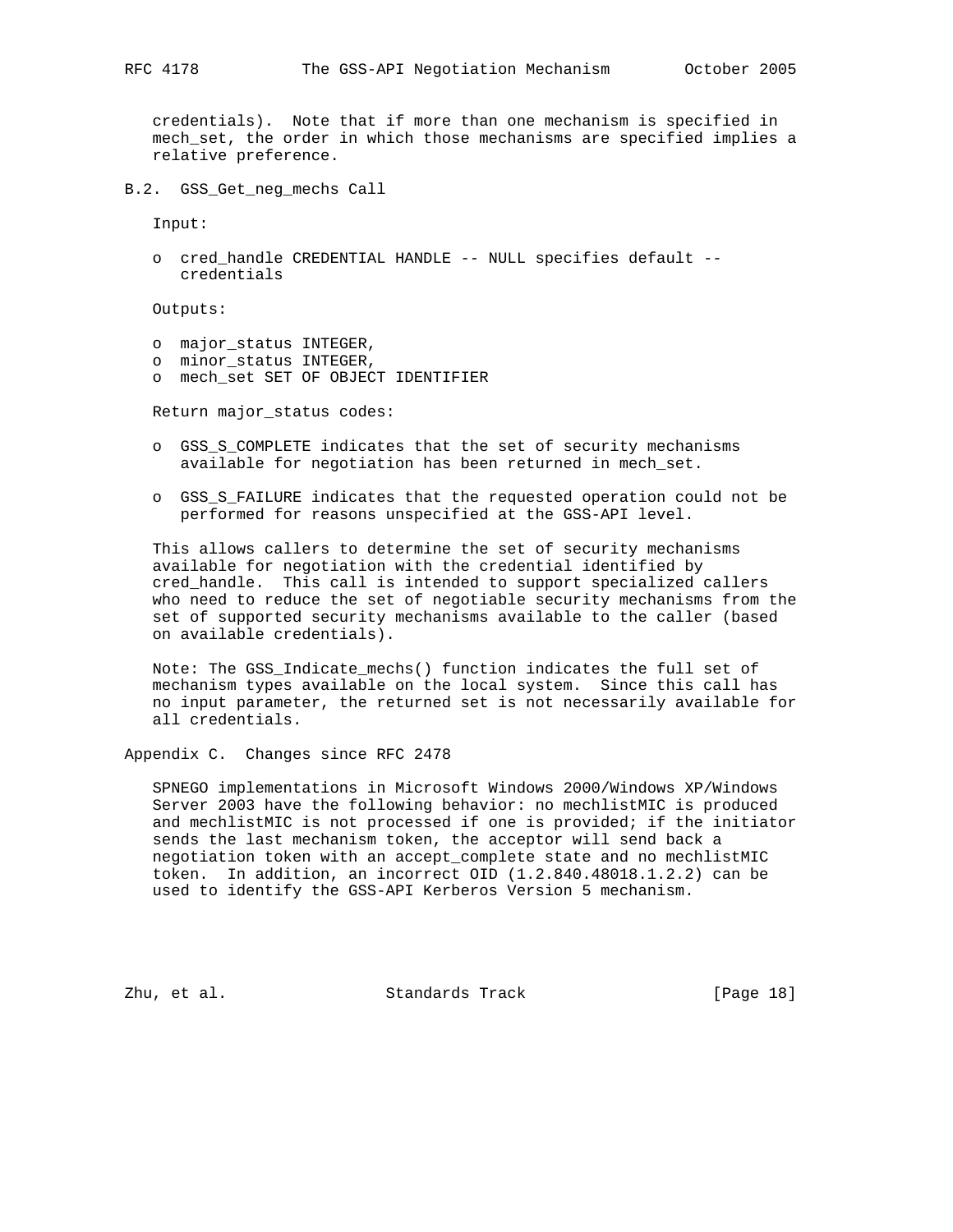credentials). Note that if more than one mechanism is specified in mech_set, the order in which those mechanisms are specified implies a relative preference.

### B.2. GSS_Get_neg_mechs Call

Input:

- cred_handle CREDENTIAL HANDLE -- NULL specifies default -- credentials

Outputs:

- major_status INTEGER,
- minor_status INTEGER,
- mech_set SET OF OBJECT IDENTIFIER

Return major_status codes:

- GSS_S_COMPLETE indicates that the set of security mechanisms available for negotiation has been returned in mech_set.
- GSS_S_FAILURE indicates that the requested operation could not be performed for reasons unspecified at the GSS-API level.

This allows callers to determine the set of security mechanisms available for negotiation with the credential identified by cred_handle. This call is intended to support specialized callers who need to reduce the set of negotiable security mechanisms from the set of supported security mechanisms available to the caller (based on available credentials).

Note: The GSS_Indicate_mechs() function indicates the full set of mechanism types available on the local system. Since this call has no input parameter, the returned set is not necessarily available for all credentials.

## Appendix C. Changes since RFC 2478

SPNEGO implementations in Microsoft Windows 2000/Windows XP/Windows Server 2003 have the following behavior: no mechlistMIC is produced and mechlistMIC is not processed if one is provided; if the initiator sends the last mechanism token, the acceptor will send back a negotiation token with an accept_complete state and no mechlistMIC token. In addition, an incorrect OID (1.2.840.48018.1.2.2) can be used to identify the GSS-API Kerberos Version 5 mechanism.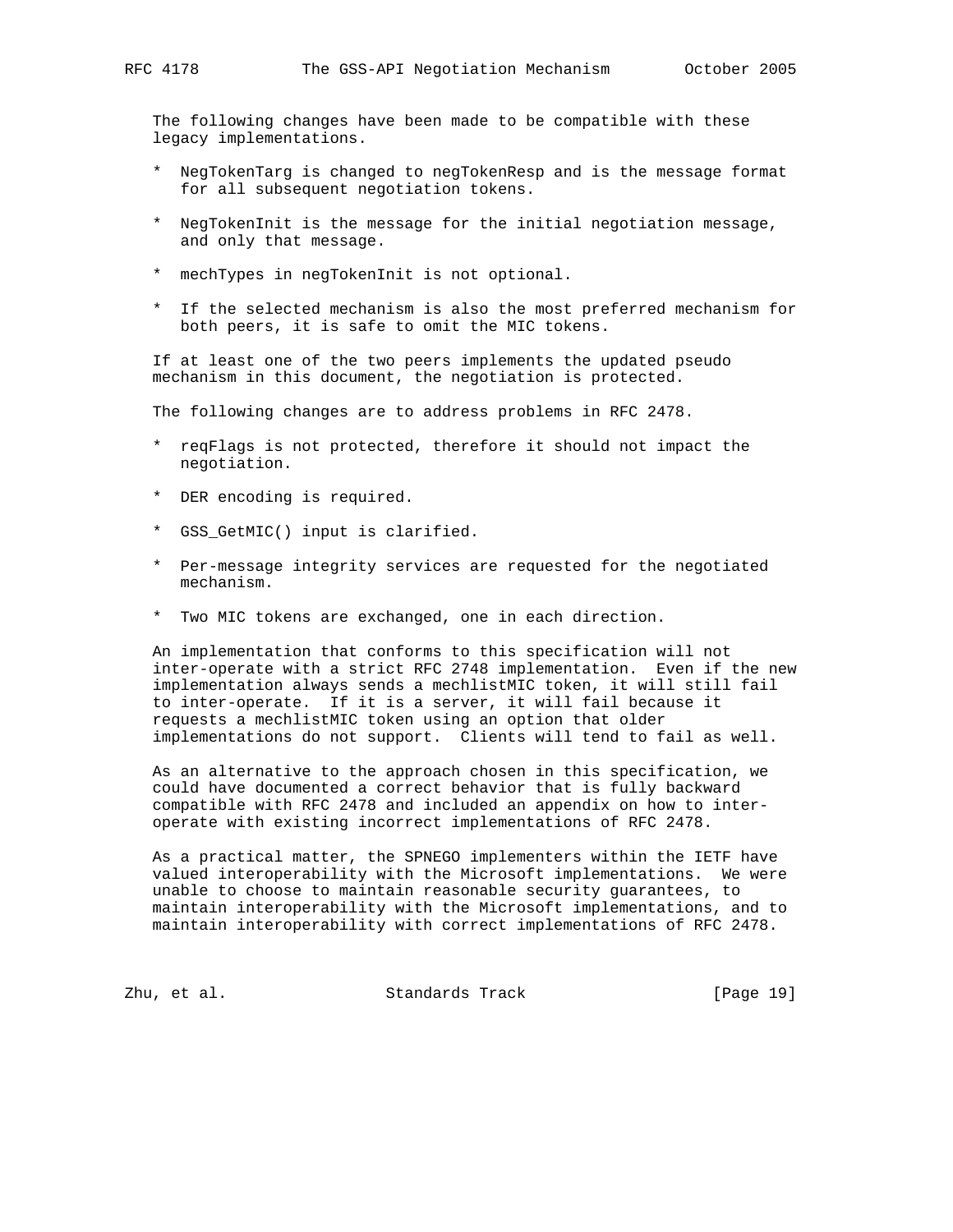The following changes have been made to be compatible with these legacy implementations.

* NegTokenTarg is changed to negTokenResp and is the message format for all subsequent negotiation tokens.

* NegTokenInit is the message for the initial negotiation message, and only that message.

* mechTypes in negTokenInit is not optional.

* If the selected mechanism is also the most preferred mechanism for both peers, it is safe to omit the MIC tokens.

If at least one of the two peers implements the updated pseudo mechanism in this document, the negotiation is protected.

The following changes are to address problems in RFC 2478.

* reqFlags is not protected, therefore it should not impact the negotiation.

* DER encoding is required.

* GSS_GetMIC() input is clarified.

* Per-message integrity services are requested for the negotiated mechanism.

* Two MIC tokens are exchanged, one in each direction.

An implementation that conforms to this specification will not inter-operate with a strict RFC 2748 implementation. Even if the new implementation always sends a mechlistMIC token, it will still fail to inter-operate. If it is a server, it will fail because it requests a mechlistMIC token using an option that older implementations do not support. Clients will tend to fail as well.

As an alternative to the approach chosen in this specification, we could have documented a correct behavior that is fully backward compatible with RFC 2478 and included an appendix on how to inter-operate with existing incorrect implementations of RFC 2478.

As a practical matter, the SPNEGO implementers within the IETF have valued interoperability with the Microsoft implementations. We were unable to choose to maintain reasonable security guarantees, to maintain interoperability with the Microsoft implementations, and to maintain interoperability with correct implementations of RFC 2478.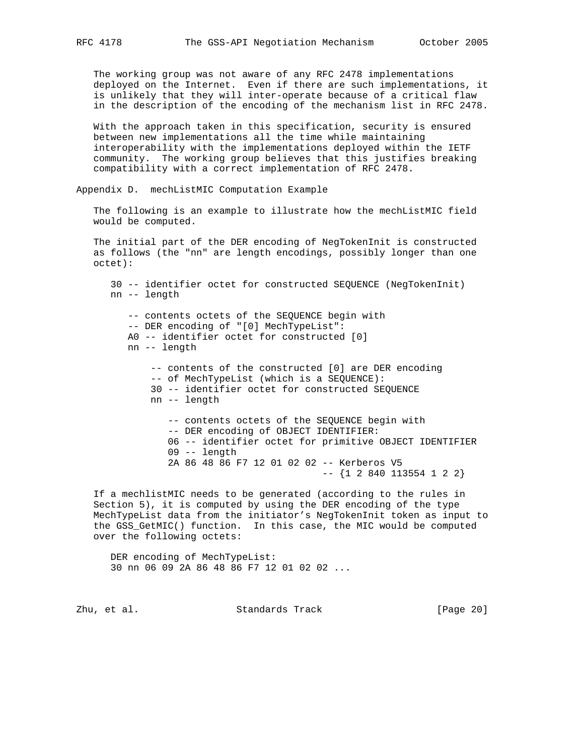The working group was not aware of any RFC 2478 implementations deployed on the Internet. Even if there are such implementations, it is unlikely that they will inter-operate because of a critical flaw in the description of the encoding of the mechanism list in RFC 2478.

With the approach taken in this specification, security is ensured between new implementations all the time while maintaining interoperability with the implementations deployed within the IETF community. The working group believes that this justifies breaking compatibility with a correct implementation of RFC 2478.

## Appendix D. mechListMIC Computation Example

The following is an example to illustrate how the mechListMIC field would be computed.

The initial part of the DER encoding of NegTokenInit is constructed as follows (the "nn" are length encodings, possibly longer than one octet):

```
30 -- identifier octet for constructed SEQUENCE (NegTokenInit)
nn -- length

   -- contents octets of the SEQUENCE begin with
   -- DER encoding of "[0] MechTypeList":
   A0 -- identifier octet for constructed [0]
   nn -- length

      -- contents of the constructed [0] are DER encoding
      -- of MechTypeList (which is a SEQUENCE):
      30 -- identifier octet for constructed SEQUENCE
      nn -- length

         -- contents octets of the SEQUENCE begin with
         -- DER encoding of OBJECT IDENTIFIER:
         06 -- identifier octet for primitive OBJECT IDENTIFIER
         09 -- length
         2A 86 48 86 F7 12 01 02 02 -- Kerberos V5
                                    -- {1 2 840 113554 1 2 2}
```

If a mechlistMIC needs to be generated (according to the rules in Section 5), it is computed by using the DER encoding of the type MechTypeList data from the initiator's NegTokenInit token as input to the GSS_GetMIC() function. In this case, the MIC would be computed over the following octets:

```
DER encoding of MechTypeList:
30 nn 06 09 2A 86 48 86 F7 12 01 02 02 ...
```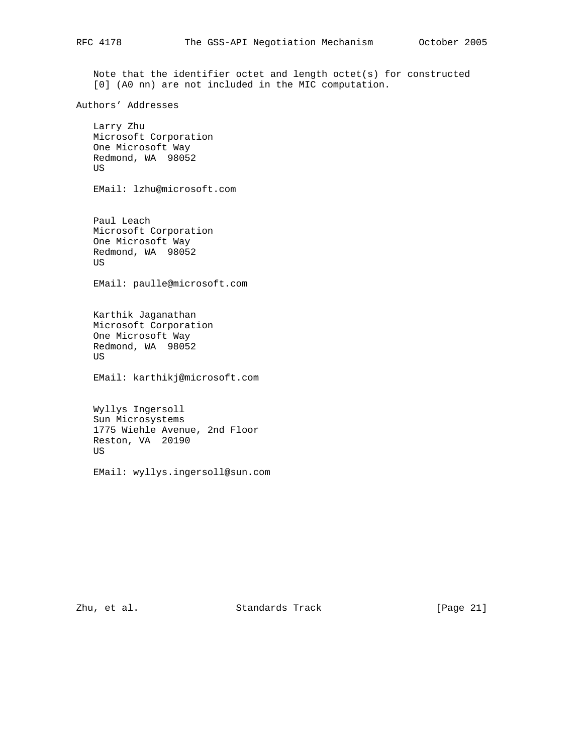Note that the identifier octet and length octet(s) for constructed [0] (A0 nn) are not included in the MIC computation.

## Authors' Addresses

Larry Zhu
Microsoft Corporation
One Microsoft Way
Redmond, WA  98052
US

EMail: lzhu@microsoft.com

Paul Leach
Microsoft Corporation
One Microsoft Way
Redmond, WA  98052
US

EMail: paulle@microsoft.com

Karthik Jaganathan
Microsoft Corporation
One Microsoft Way
Redmond, WA  98052
US

EMail: karthikj@microsoft.com

Wyllys Ingersoll
Sun Microsystems
1775 Wiehle Avenue, 2nd Floor
Reston, VA  20190
US

EMail: wyllys.ingersoll@sun.com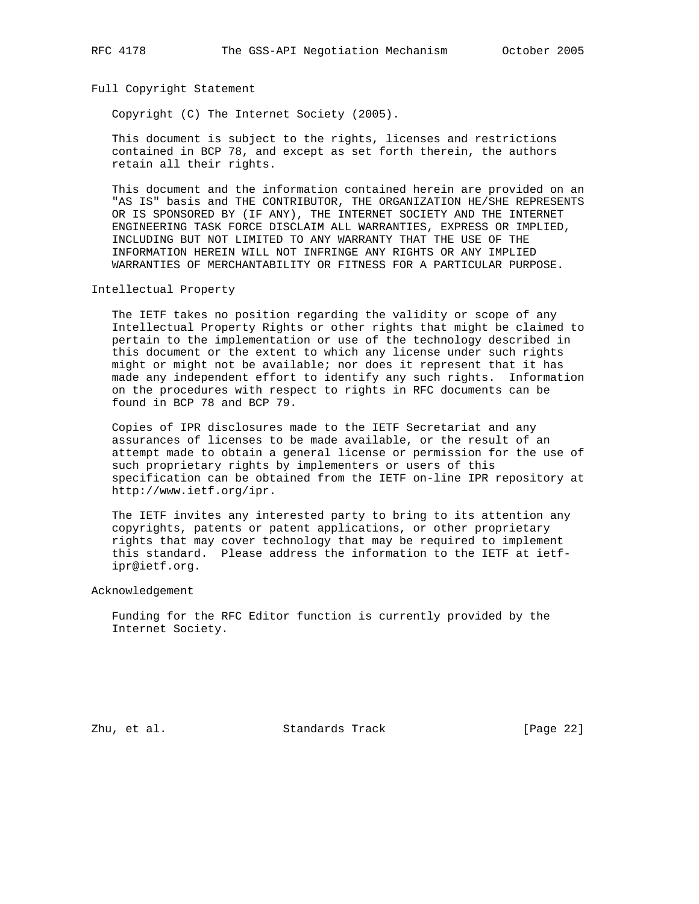## Full Copyright Statement

Copyright (C) The Internet Society (2005).

This document is subject to the rights, licenses and restrictions contained in BCP 78, and except as set forth therein, the authors retain all their rights.

This document and the information contained herein are provided on an "AS IS" basis and THE CONTRIBUTOR, THE ORGANIZATION HE/SHE REPRESENTS OR IS SPONSORED BY (IF ANY), THE INTERNET SOCIETY AND THE INTERNET ENGINEERING TASK FORCE DISCLAIM ALL WARRANTIES, EXPRESS OR IMPLIED, INCLUDING BUT NOT LIMITED TO ANY WARRANTY THAT THE USE OF THE INFORMATION HEREIN WILL NOT INFRINGE ANY RIGHTS OR ANY IMPLIED WARRANTIES OF MERCHANTABILITY OR FITNESS FOR A PARTICULAR PURPOSE.

## Intellectual Property

The IETF takes no position regarding the validity or scope of any Intellectual Property Rights or other rights that might be claimed to pertain to the implementation or use of the technology described in this document or the extent to which any license under such rights might or might not be available; nor does it represent that it has made any independent effort to identify any such rights. Information on the procedures with respect to rights in RFC documents can be found in BCP 78 and BCP 79.

Copies of IPR disclosures made to the IETF Secretariat and any assurances of licenses to be made available, or the result of an attempt made to obtain a general license or permission for the use of such proprietary rights by implementers or users of this specification can be obtained from the IETF on-line IPR repository at http://www.ietf.org/ipr.

The IETF invites any interested party to bring to its attention any copyrights, patents or patent applications, or other proprietary rights that may cover technology that may be required to implement this standard. Please address the information to the IETF at ietf-ipr@ietf.org.

## Acknowledgement

Funding for the RFC Editor function is currently provided by the Internet Society.